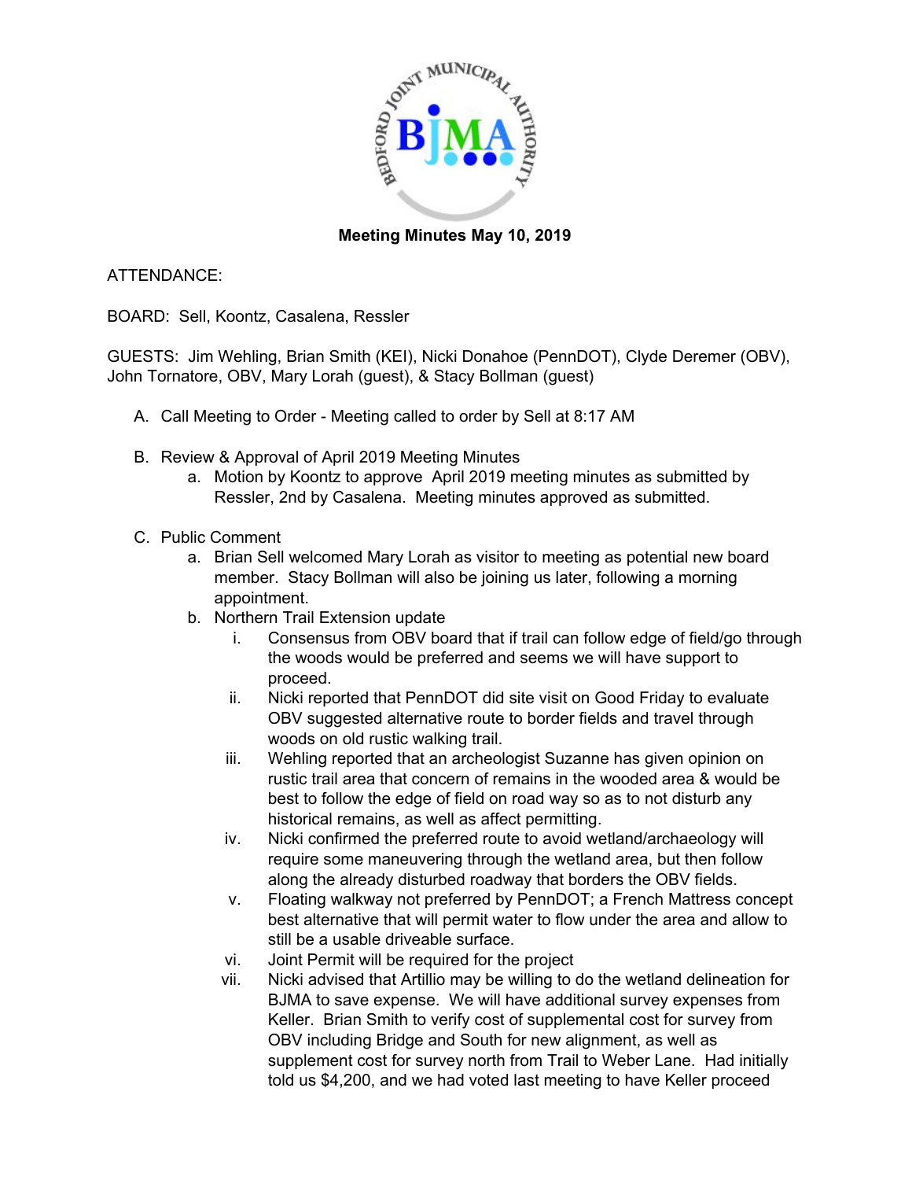**Meeting Minutes May 10, 2019**

ATTENDANCE:

BOARD: Sell, Koontz, Casalena, Ressler

GUESTS: Jim Wehling, Brian Smith (KEI), Nicki Donahoe (PennDOT), Clyde Deremer (OBV), John Tornatore, OBV, Mary Lorah (guest), & Stacy Bollman (guest)

A. Call Meeting to Order - Meeting called to order by Sell at 8:17 AM

B. Review & Approval of April 2019 Meeting Minutes
   a. Motion by Koontz to approve April 2019 meeting minutes as submitted by Ressler, 2nd by Casalena. Meeting minutes approved as submitted.

C. Public Comment
   a. Brian Sell welcomed Mary Lorah as visitor to meeting as potential new board member. Stacy Bollman will also be joining us later, following a morning appointment.
   b. Northern Trail Extension update
      i. Consensus from OBV board that if trail can follow edge of field/go through the woods would be preferred and seems we will have support to proceed.
      ii. Nicki reported that PennDOT did site visit on Good Friday to evaluate OBV suggested alternative route to border fields and travel through woods on old rustic walking trail.
      iii. Wehling reported that an archeologist Suzanne has given opinion on rustic trail area that concern of remains in the wooded area & would be best to follow the edge of field on road way so as to not disturb any historical remains, as well as affect permitting.
      iv. Nicki confirmed the preferred route to avoid wetland/archaeology will require some maneuvering through the wetland area, but then follow along the already disturbed roadway that borders the OBV fields.
      v. Floating walkway not preferred by PennDOT; a French Mattress concept best alternative that will permit water to flow under the area and allow to still be a usable driveable surface.
      vi. Joint Permit will be required for the project
      vii. Nicki advised that Artillio may be willing to do the wetland delineation for BJMA to save expense. We will have additional survey expenses from Keller. Brian Smith to verify cost of supplemental cost for survey from OBV including Bridge and South for new alignment, as well as supplement cost for survey north from Trail to Weber Lane. Had initially told us $4,200, and we had voted last meeting to have Keller proceed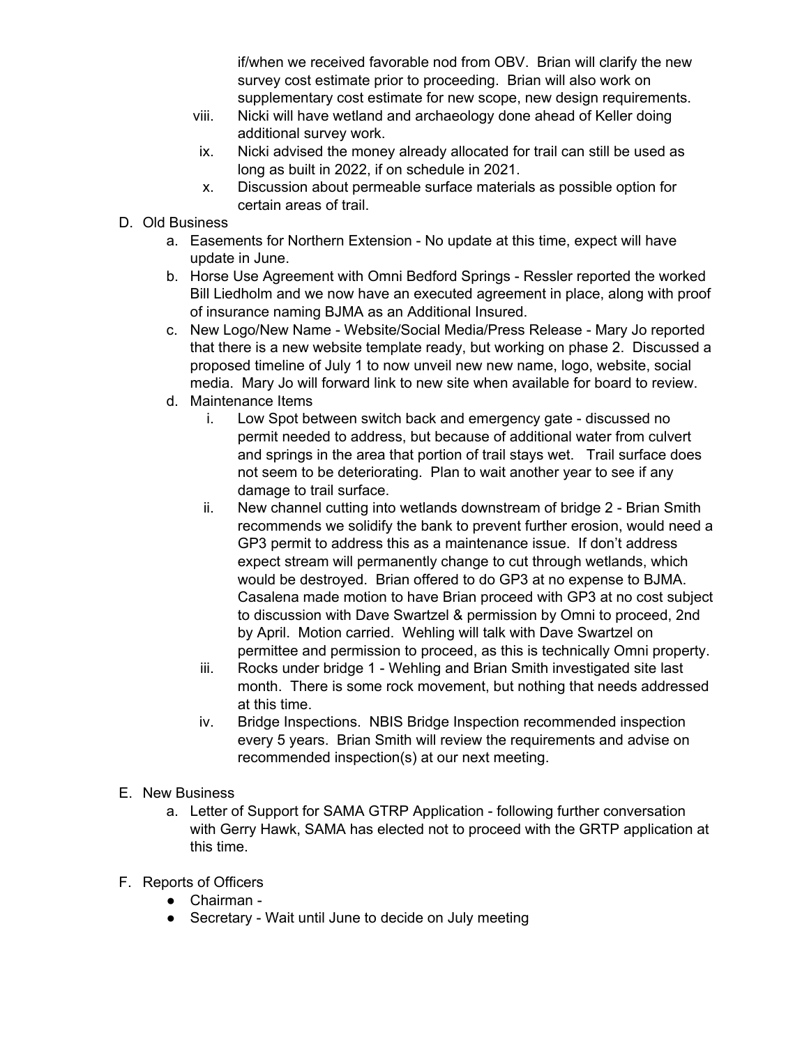if/when we received favorable nod from OBV. Brian will clarify the new survey cost estimate prior to proceeding. Brian will also work on supplementary cost estimate for new scope, new design requirements.

  viii. Nicki will have wetland and archaeology done ahead of Keller doing additional survey work.
  ix. Nicki advised the money already allocated for trail can still be used as long as built in 2022, if on schedule in 2021.
  x. Discussion about permeable surface materials as possible option for certain areas of trail.

D. Old Business
  a. Easements for Northern Extension - No update at this time, expect will have update in June.
  b. Horse Use Agreement with Omni Bedford Springs - Ressler reported the worked Bill Liedholm and we now have an executed agreement in place, along with proof of insurance naming BJMA as an Additional Insured.
  c. New Logo/New Name - Website/Social Media/Press Release - Mary Jo reported that there is a new website template ready, but working on phase 2. Discussed a proposed timeline of July 1 to now unveil new new name, logo, website, social media. Mary Jo will forward link to new site when available for board to review.
  d. Maintenance Items
    i. Low Spot between switch back and emergency gate - discussed no permit needed to address, but because of additional water from culvert and springs in the area that portion of trail stays wet. Trail surface does not seem to be deteriorating. Plan to wait another year to see if any damage to trail surface.
    ii. New channel cutting into wetlands downstream of bridge 2 - Brian Smith recommends we solidify the bank to prevent further erosion, would need a GP3 permit to address this as a maintenance issue. If don't address expect stream will permanently change to cut through wetlands, which would be destroyed. Brian offered to do GP3 at no expense to BJMA. Casalena made motion to have Brian proceed with GP3 at no cost subject to discussion with Dave Swartzel & permission by Omni to proceed, 2nd by April. Motion carried. Wehling will talk with Dave Swartzel on permittee and permission to proceed, as this is technically Omni property.
    iii. Rocks under bridge 1 - Wehling and Brian Smith investigated site last month. There is some rock movement, but nothing that needs addressed at this time.
    iv. Bridge Inspections. NBIS Bridge Inspection recommended inspection every 5 years. Brian Smith will review the requirements and advise on recommended inspection(s) at our next meeting.

E. New Business
  a. Letter of Support for SAMA GTRP Application - following further conversation with Gerry Hawk, SAMA has elected not to proceed with the GRTP application at this time.

F. Reports of Officers
  - Chairman -
  - Secretary - Wait until June to decide on July meeting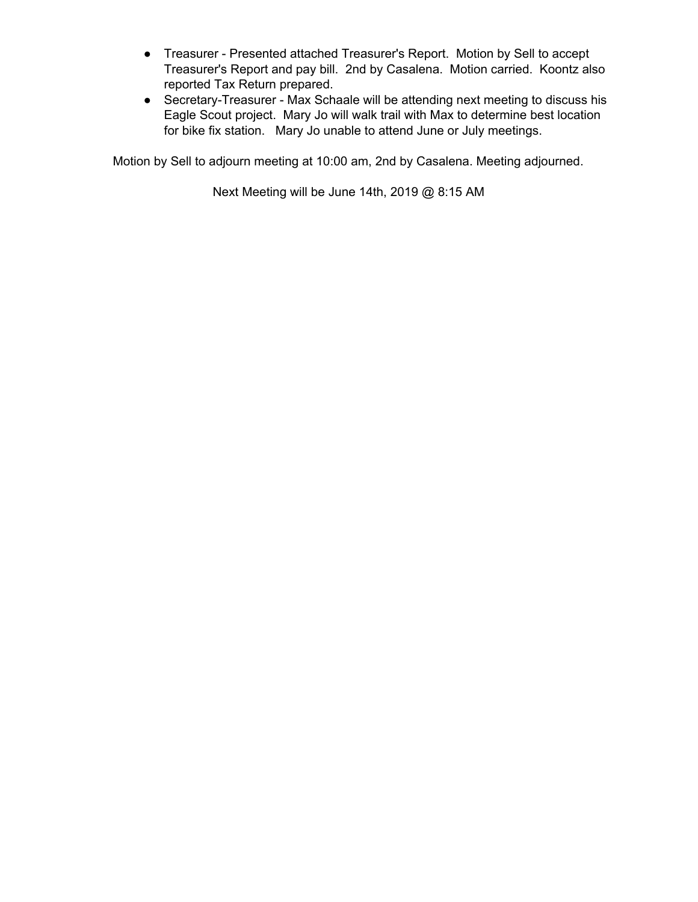- Treasurer - Presented attached Treasurer's Report. Motion by Sell to accept Treasurer's Report and pay bill. 2nd by Casalena. Motion carried. Koontz also reported Tax Return prepared.
- Secretary-Treasurer - Max Schaale will be attending next meeting to discuss his Eagle Scout project. Mary Jo will walk trail with Max to determine best location for bike fix station. Mary Jo unable to attend June or July meetings.

Motion by Sell to adjourn meeting at 10:00 am, 2nd by Casalena. Meeting adjourned.

Next Meeting will be June 14th, 2019 @ 8:15 AM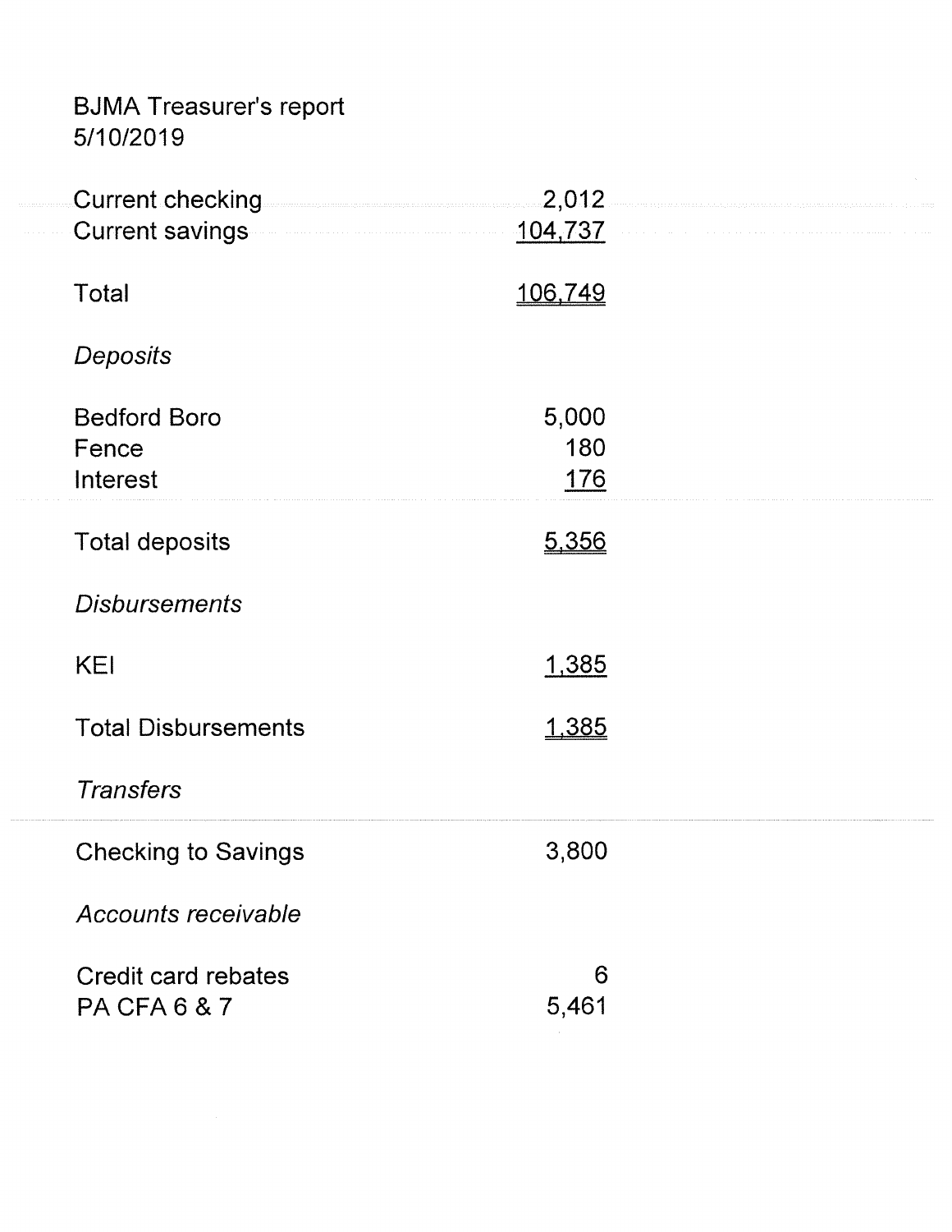BJMA Treasurer's report
5/10/2019

| | |
|---|---|
| Current checking | 2,012 |
| Current savings | 104,737 |
| Total | 106,749 |

*Deposits*

| | |
|---|---|
| Bedford Boro | 5,000 |
| Fence | 180 |
| Interest | 176 |
| Total deposits | 5,356 |

*Disbursements*

| | |
|---|---|
| KEI | 1,385 |
| Total Disbursements | 1,385 |

*Transfers*

| | |
|---|---|
| Checking to Savings | 3,800 |

*Accounts receivable*

| | |
|---|---|
| Credit card rebates | 6 |
| PA CFA 6 & 7 | 5,461 |